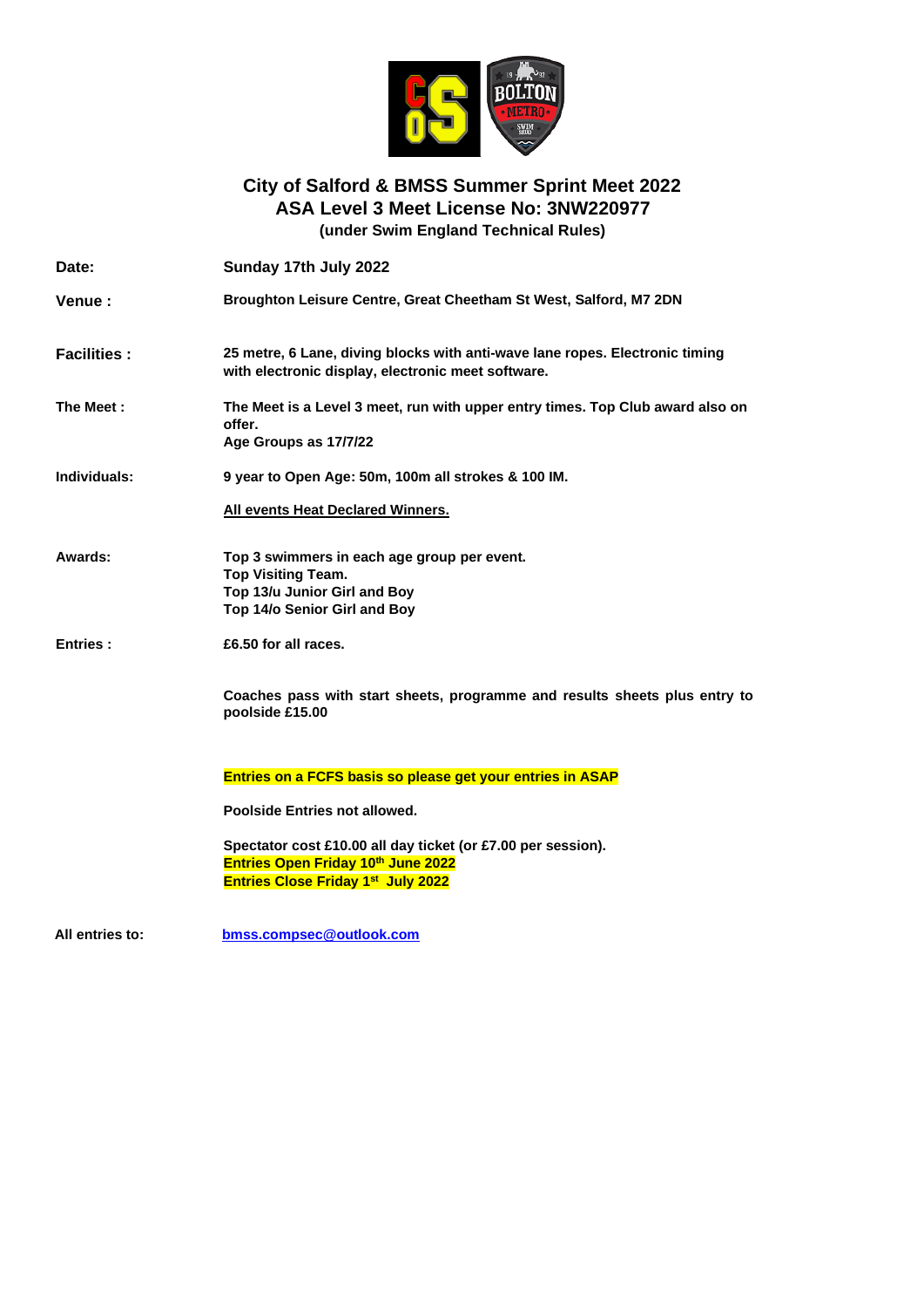# City of Salford & BMSS Summer Sprint Meet 2022
## ASA Level 3 Meet License No: 3NW220977
**(under Swim England Technical Rules)**

**Date:** **Sunday 17th July 2022**

**Venue :** **Broughton Leisure Centre, Great Cheetham St West, Salford, M7 2DN**

**Facilities :** **25 metre, 6 Lane, diving blocks with anti-wave lane ropes. Electronic timing with electronic display, electronic meet software.**

**The Meet :** **The Meet is a Level 3 meet, run with upper entry times. Top Club award also on offer.**
**Age Groups as 17/7/22**

**Individuals:** **9 year to Open Age: 50m, 100m all strokes & 100 IM.**

**All events Heat Declared Winners.**

**Awards:**
**Top 3 swimmers in each age group per event.**
**Top Visiting Team.**
**Top 13/u Junior Girl and Boy**
**Top 14/o Senior Girl and Boy**

**Entries :** **£6.50 for all races.**

**Coaches pass with start sheets, programme and results sheets plus entry to poolside £15.00**

**Entries on a FCFS basis so please get your entries in ASAP**

**Poolside Entries not allowed.**

**Spectator cost £10.00 all day ticket (or £7.00 per session).**
**Entries Open Friday 10th June 2022**
**Entries Close Friday 1st July 2022**

**All entries to:** **bmss.compsec@outlook.com**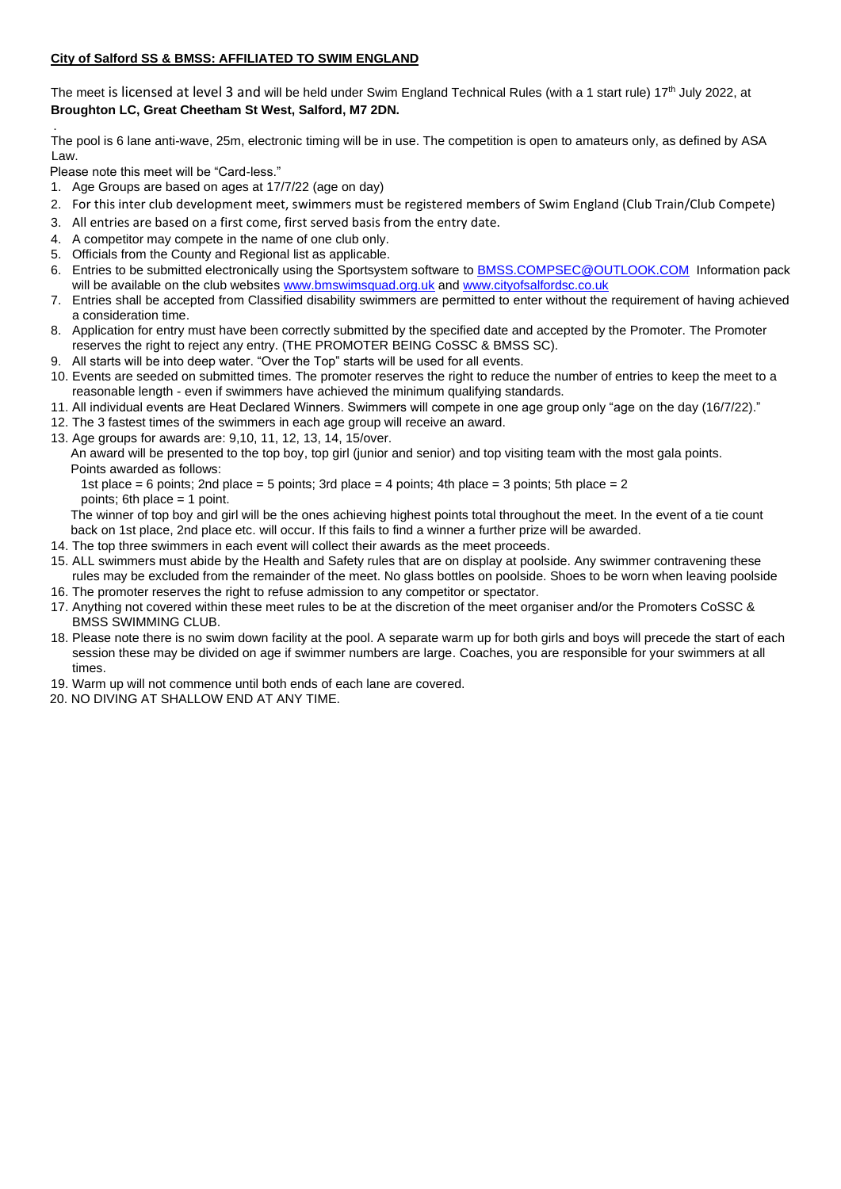**City of Salford SS & BMSS: AFFILIATED TO SWIM ENGLAND**

The meet is licensed at level 3 and will be held under Swim England Technical Rules (with a 1 start rule) 17th July 2022, at **Broughton LC, Great Cheetham St West, Salford, M7 2DN.**

.

The pool is 6 lane anti-wave, 25m, electronic timing will be in use. The competition is open to amateurs only, as defined by ASA Law.

Please note this meet will be "Card-less."

1. Age Groups are based on ages at 17/7/22 (age on day)
2. For this inter club development meet, swimmers must be registered members of Swim England (Club Train/Club Compete)
3. All entries are based on a first come, first served basis from the entry date.
4. A competitor may compete in the name of one club only.
5. Officials from the County and Regional list as applicable.
6. Entries to be submitted electronically using the Sportsystem software to BMSS.COMPSEC@OUTLOOK.COM Information pack will be available on the club websites www.bmswimsquad.org.uk and www.cityofsalfordsc.co.uk
7. Entries shall be accepted from Classified disability swimmers are permitted to enter without the requirement of having achieved a consideration time.
8. Application for entry must have been correctly submitted by the specified date and accepted by the Promoter. The Promoter reserves the right to reject any entry. (THE PROMOTER BEING CoSSC & BMSS SC).
9. All starts will be into deep water. "Over the Top" starts will be used for all events.
10. Events are seeded on submitted times. The promoter reserves the right to reduce the number of entries to keep the meet to a reasonable length - even if swimmers have achieved the minimum qualifying standards.
11. All individual events are Heat Declared Winners. Swimmers will compete in one age group only "age on the day (16/7/22)."
12. The 3 fastest times of the swimmers in each age group will receive an award.
13. Age groups for awards are: 9,10, 11, 12, 13, 14, 15/over.

    An award will be presented to the top boy, top girl (junior and senior) and top visiting team with the most gala points. Points awarded as follows:

    1st place = 6 points; 2nd place = 5 points; 3rd place = 4 points; 4th place = 3 points; 5th place = 2 points; 6th place = 1 point.

    The winner of top boy and girl will be the ones achieving highest points total throughout the meet. In the event of a tie count back on 1st place, 2nd place etc. will occur. If this fails to find a winner a further prize will be awarded.
14. The top three swimmers in each event will collect their awards as the meet proceeds.
15. ALL swimmers must abide by the Health and Safety rules that are on display at poolside. Any swimmer contravening these rules may be excluded from the remainder of the meet. No glass bottles on poolside. Shoes to be worn when leaving poolside
16. The promoter reserves the right to refuse admission to any competitor or spectator.
17. Anything not covered within these meet rules to be at the discretion of the meet organiser and/or the Promoters CoSSC & BMSS SWIMMING CLUB.
18. Please note there is no swim down facility at the pool. A separate warm up for both girls and boys will precede the start of each session these may be divided on age if swimmer numbers are large. Coaches, you are responsible for your swimmers at all times.
19. Warm up will not commence until both ends of each lane are covered.
20. NO DIVING AT SHALLOW END AT ANY TIME.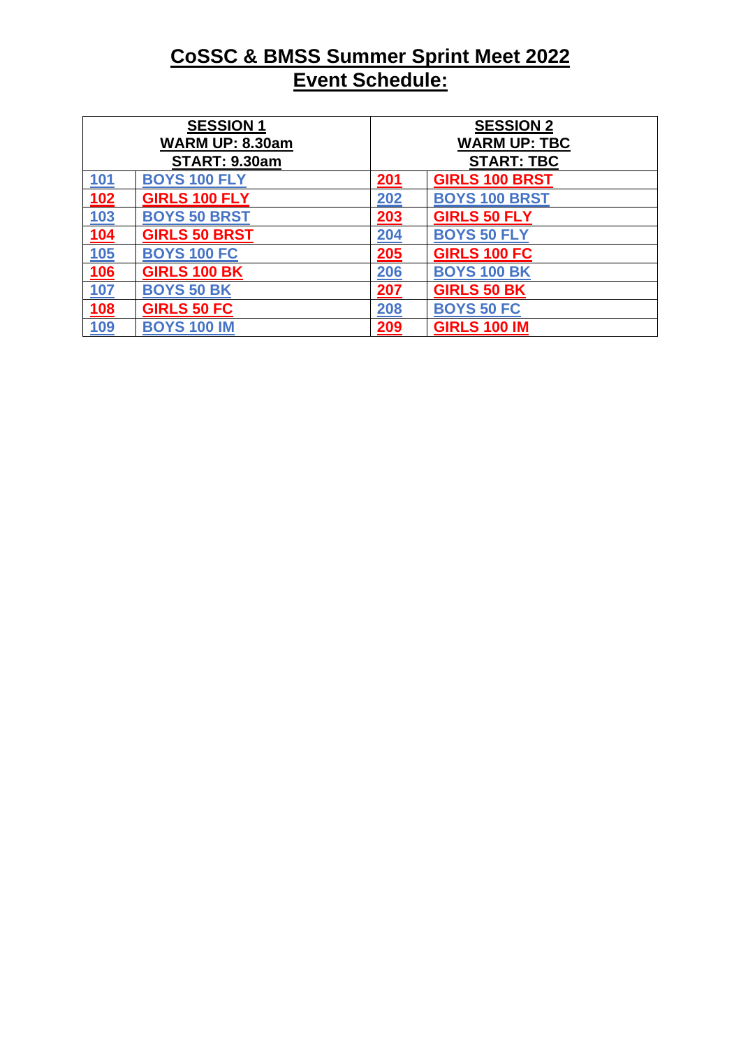# CoSSC & BMSS Summer Sprint Meet 2022
# Event Schedule:

| SESSION 1<br>WARM UP: 8.30am<br>START: 9.30am | | SESSION 2<br>WARM UP: TBC<br>START: TBC | |
|---|---|---|---|
| 101 | BOYS 100 FLY | 201 | GIRLS 100 BRST |
| 102 | GIRLS 100 FLY | 202 | BOYS 100 BRST |
| 103 | BOYS 50 BRST | 203 | GIRLS 50 FLY |
| 104 | GIRLS 50 BRST | 204 | BOYS 50 FLY |
| 105 | BOYS 100 FC | 205 | GIRLS 100 FC |
| 106 | GIRLS 100 BK | 206 | BOYS 100 BK |
| 107 | BOYS 50 BK | 207 | GIRLS 50 BK |
| 108 | GIRLS 50 FC | 208 | BOYS 50 FC |
| 109 | BOYS 100 IM | 209 | GIRLS 100 IM |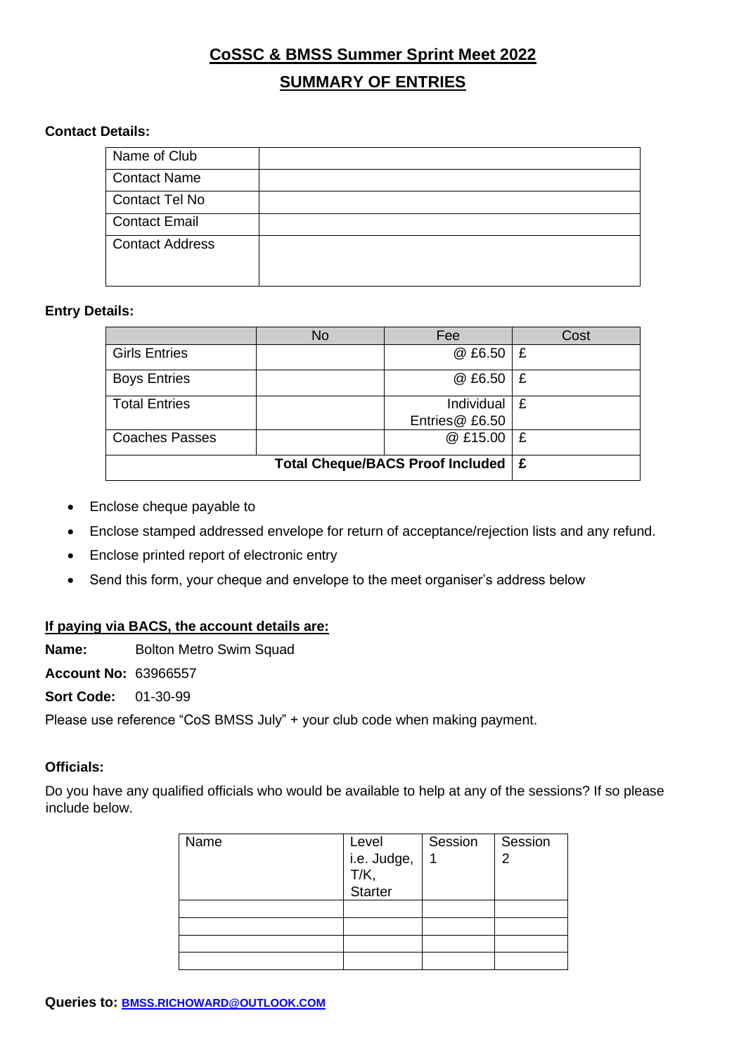# CoSSC & BMSS Summer Sprint Meet 2022

## SUMMARY OF ENTRIES

**Contact Details:**

| | |
|---|---|
| Name of Club | |
| Contact Name | |
| Contact Tel No | |
| Contact Email | |
| Contact Address | |

**Entry Details:**

| | No | Fee | Cost |
|---|---|---|---|
| Girls Entries | | @ £6.50 | £ |
| Boys Entries | | @ £6.50 | £ |
| Total Entries | | Individual Entries@ £6.50 | £ |
| Coaches Passes | | @ £15.00 | £ |
| | | **Total Cheque/BACS Proof Included** | **£** |

- Enclose cheque payable to
- Enclose stamped addressed envelope for return of acceptance/rejection lists and any refund.
- Enclose printed report of electronic entry
- Send this form, your cheque and envelope to the meet organiser's address below

**If paying via BACS, the account details are:**

**Name:** Bolton Metro Swim Squad

**Account No:** 63966557

**Sort Code:** 01-30-99

Please use reference "CoS BMSS July" + your club code when making payment.

**Officials:**

Do you have any qualified officials who would be available to help at any of the sessions? If so please include below.

| Name | Level i.e. Judge, T/K, Starter | Session 1 | Session 2 |
|---|---|---|---|
| | | | |
| | | | |
| | | | |
| | | | |

**Queries to:** BMSS.RICHOWARD@OUTLOOK.COM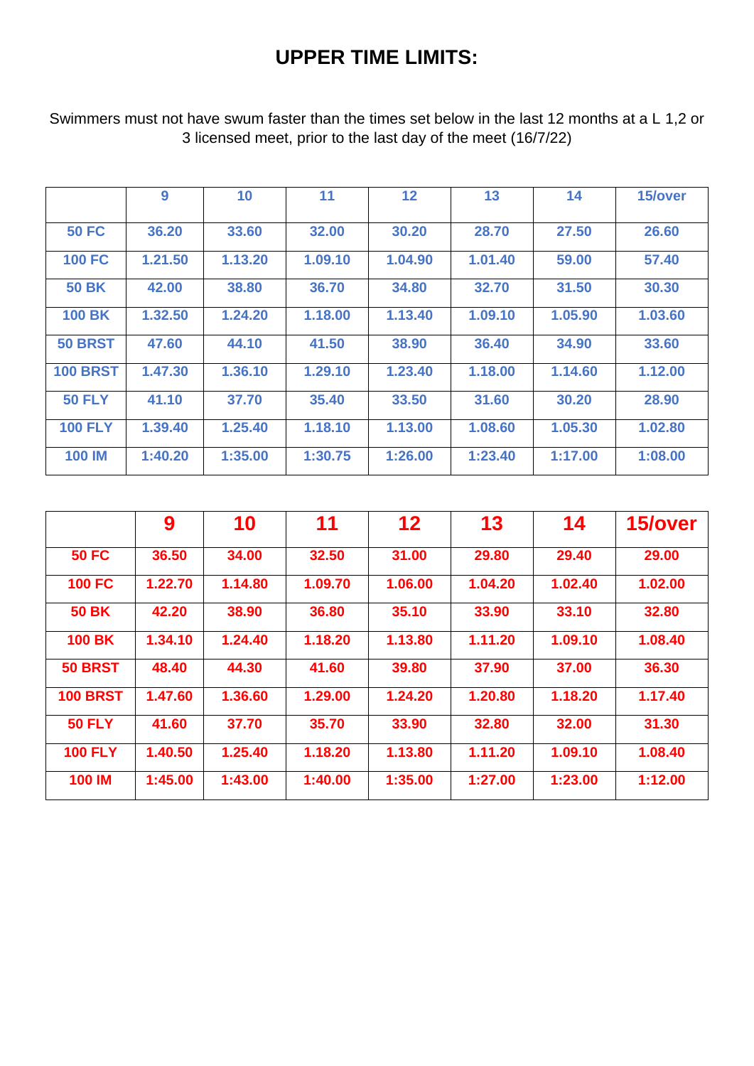# UPPER TIME LIMITS:

Swimmers must not have swum faster than the times set below in the last 12 months at a L 1,2 or 3 licensed meet, prior to the last day of the meet (16/7/22)

| | 9 | 10 | 11 | 12 | 13 | 14 | 15/over |
|---|---|---|---|---|---|---|---|
| 50 FC | 36.20 | 33.60 | 32.00 | 30.20 | 28.70 | 27.50 | 26.60 |
| 100 FC | 1.21.50 | 1.13.20 | 1.09.10 | 1.04.90 | 1.01.40 | 59.00 | 57.40 |
| 50 BK | 42.00 | 38.80 | 36.70 | 34.80 | 32.70 | 31.50 | 30.30 |
| 100 BK | 1.32.50 | 1.24.20 | 1.18.00 | 1.13.40 | 1.09.10 | 1.05.90 | 1.03.60 |
| 50 BRST | 47.60 | 44.10 | 41.50 | 38.90 | 36.40 | 34.90 | 33.60 |
| 100 BRST | 1.47.30 | 1.36.10 | 1.29.10 | 1.23.40 | 1.18.00 | 1.14.60 | 1.12.00 |
| 50 FLY | 41.10 | 37.70 | 35.40 | 33.50 | 31.60 | 30.20 | 28.90 |
| 100 FLY | 1.39.40 | 1.25.40 | 1.18.10 | 1.13.00 | 1.08.60 | 1.05.30 | 1.02.80 |
| 100 IM | 1:40.20 | 1:35.00 | 1:30.75 | 1:26.00 | 1:23.40 | 1:17.00 | 1:08.00 |

| | 9 | 10 | 11 | 12 | 13 | 14 | 15/over |
|---|---|---|---|---|---|---|---|
| 50 FC | 36.50 | 34.00 | 32.50 | 31.00 | 29.80 | 29.40 | 29.00 |
| 100 FC | 1.22.70 | 1.14.80 | 1.09.70 | 1.06.00 | 1.04.20 | 1.02.40 | 1.02.00 |
| 50 BK | 42.20 | 38.90 | 36.80 | 35.10 | 33.90 | 33.10 | 32.80 |
| 100 BK | 1.34.10 | 1.24.40 | 1.18.20 | 1.13.80 | 1.11.20 | 1.09.10 | 1.08.40 |
| 50 BRST | 48.40 | 44.30 | 41.60 | 39.80 | 37.90 | 37.00 | 36.30 |
| 100 BRST | 1.47.60 | 1.36.60 | 1.29.00 | 1.24.20 | 1.20.80 | 1.18.20 | 1.17.40 |
| 50 FLY | 41.60 | 37.70 | 35.70 | 33.90 | 32.80 | 32.00 | 31.30 |
| 100 FLY | 1.40.50 | 1.25.40 | 1.18.20 | 1.13.80 | 1.11.20 | 1.09.10 | 1.08.40 |
| 100 IM | 1:45.00 | 1:43.00 | 1:40.00 | 1:35.00 | 1:27.00 | 1:23.00 | 1:12.00 |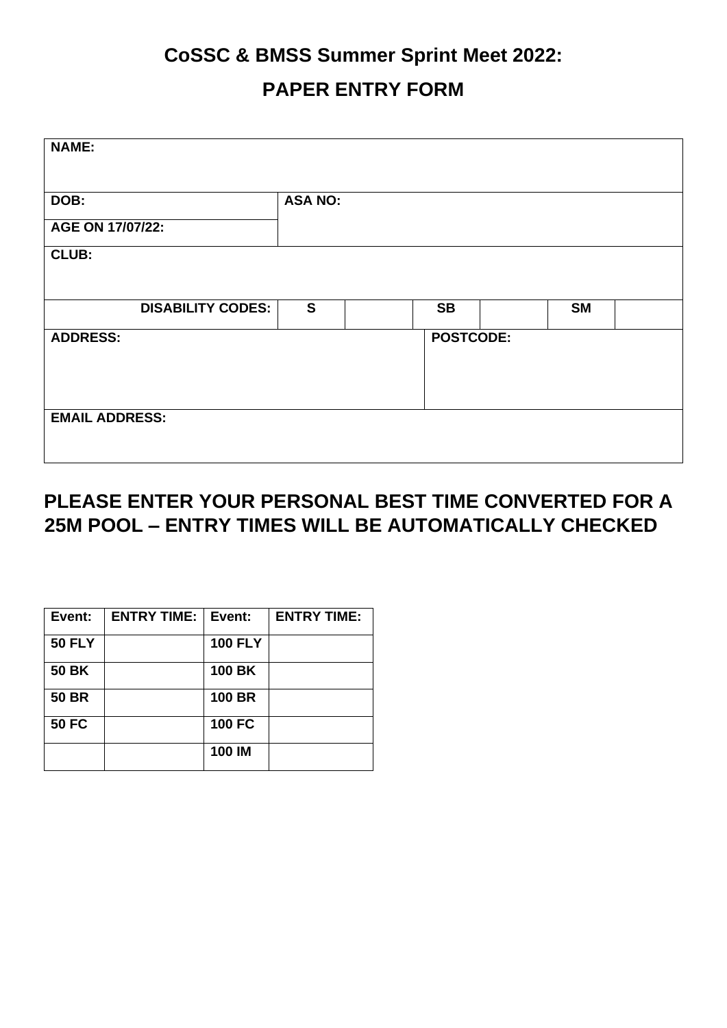# CoSSC & BMSS Summer Sprint Meet 2022:

## PAPER ENTRY FORM

| | | | | | | |
|---|---|---|---|---|---|---|
| **NAME:** | | | | | | |
| **DOB:** | **ASA NO:** | | | | | |
| **AGE ON 17/07/22:** | | | | | | |
| **CLUB:** | | | | | | |
| **DISABILITY CODES:** | **S** | | **SB** | | **SM** | |
| **ADDRESS:** | | | **POSTCODE:** | | | |
| **EMAIL ADDRESS:** | | | | | | |

## PLEASE ENTER YOUR PERSONAL BEST TIME CONVERTED FOR A 25M POOL – ENTRY TIMES WILL BE AUTOMATICALLY CHECKED

| Event: | ENTRY TIME: | Event: | ENTRY TIME: |
|---|---|---|---|
| **50 FLY** | | **100 FLY** | |
| **50 BK** | | **100 BK** | |
| **50 BR** | | **100 BR** | |
| **50 FC** | | **100 FC** | |
| | | **100 IM** | |